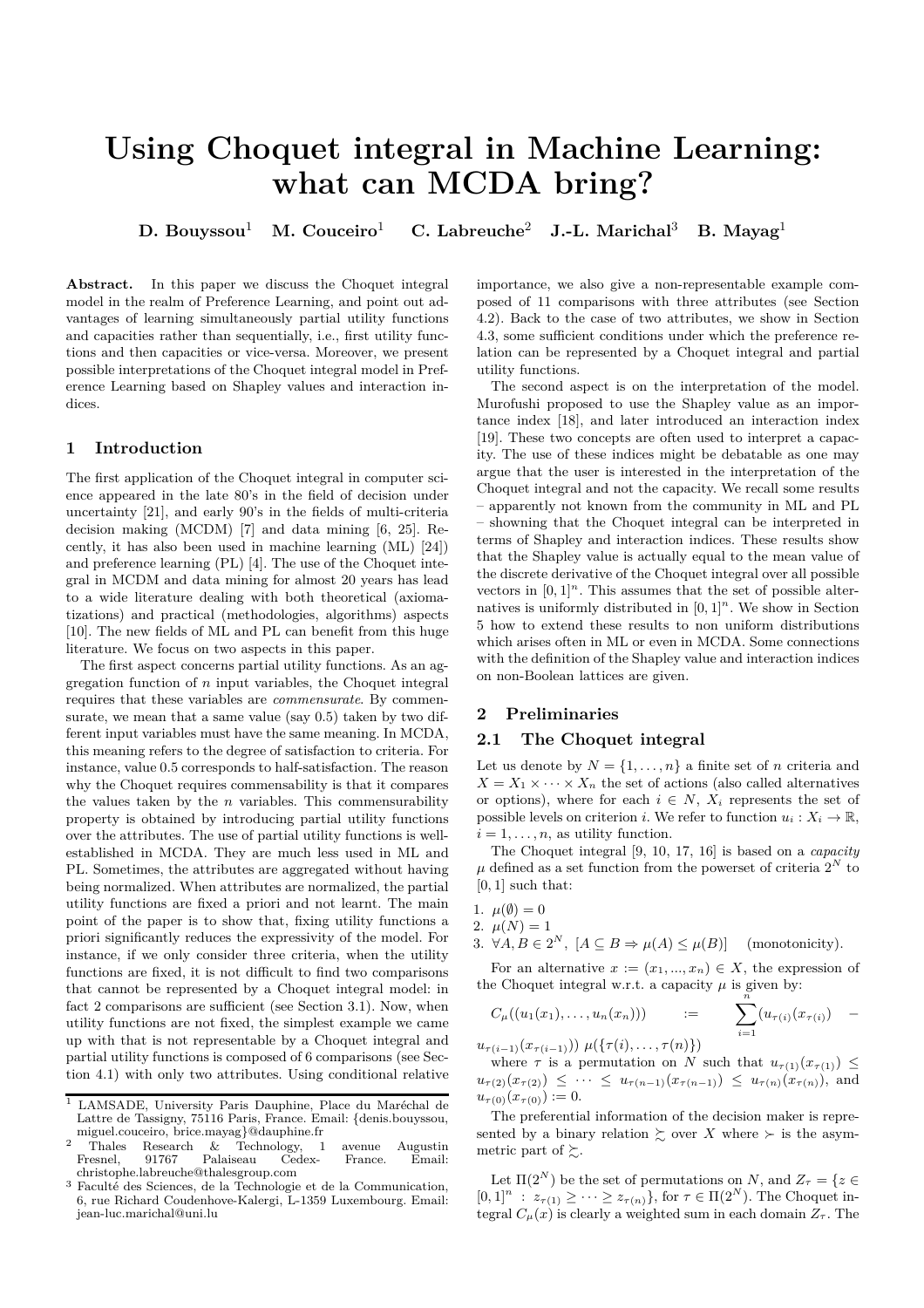# Using Choquet integral in Machine Learning: what can MCDA bring?

**D. Bouyssou**[1] **M. Couceiro**[1] **C. Labreuche**[2] **J.-L. Marichal**[3] **B. Mayag**[1]

**Abstract.** In this paper we discuss the Choquet integral model in the realm of Preference Learning, and point out advantages of learning simultaneously partial utility functions and capacities rather than sequentially, i.e., first utility functions and then capacities or vice-versa. Moreover, we present possible interpretations of the Choquet integral model in Preference Learning based on Shapley values and interaction indices.

## 1 Introduction

The first application of the Choquet integral in computer science appeared in the late 80's in the field of decision under uncertainty [21], and early 90's in the fields of multi-criteria decision making (MCDM) [7] and data mining [6, 25]. Recently, it has also been used in machine learning (ML) [24]) and preference learning (PL) [4]. The use of the Choquet integral in MCDM and data mining for almost 20 years has lead to a wide literature dealing with both theoretical (axiomatizations) and practical (methodologies, algorithms) aspects [10]. The new fields of ML and PL can benefit from this huge literature. We focus on two aspects in this paper.

The first aspect concerns partial utility functions. As an aggregation function of $n$ input variables, the Choquet integral requires that these variables are *commensurate*. By commensurate, we mean that a same value (say 0.5) taken by two different input variables must have the same meaning. In MCDA, this meaning refers to the degree of satisfaction to criteria. For instance, value 0.5 corresponds to half-satisfaction. The reason why the Choquet requires commensability is that it compares the values taken by the $n$ variables. This commensurability property is obtained by introducing partial utility functions over the attributes. The use of partial utility functions is well-established in MCDA. They are much less used in ML and PL. Sometimes, the attributes are aggregated without having being normalized. When attributes are normalized, the partial utility functions are fixed a priori and not learnt. The main point of the paper is to show that, fixing utility functions a priori significantly reduces the expressivity of the model. For instance, if we only consider three criteria, when the utility functions are fixed, it is not difficult to find three comparisons that cannot be represented by a Choquet integral model: in fact 2 comparisons are sufficient (see Section 3.1). Now, when utility functions are not fixed, the simplest example we came up with that is not representable by a Choquet integral and partial utility functions is composed of 6 comparisons (see Section 4.1) with only two attributes. Using conditional relative importance, we also give a non-representable example composed of 11 comparisons with three attributes (see Section 4.2). Back to the case of two attributes, we show in Section 4.3, some sufficient conditions under which the preference relation can be represented by a Choquet integral and partial utility functions.

The second aspect is on the interpretation of the model. Murofushi proposed to use the Shapley value as an importance index [18], and later introduced an interaction index [19]. These two concepts are often used to interpret a capacity. The use of these indices might be debatable as one may argue that the user is interested in the interpretation of the Choquet integral and not the capacity. We recall some results – apparently not known from the community in ML and PL – showning that the Choquet integral can be interpreted in terms of Shapley and interaction indices. These results show that the Shapley value is actually equal to the mean value of the discrete derivative of the Choquet integral over all possible vectors in $[0,1]^n$. This assumes that the set of possible alternatives is uniformly distributed in $[0,1]^n$. We show in Section 5 how to extend these results to non uniform distributions which arises often in ML or even in MCDA. Some connections with the definition of the Shapley value and interaction indices on non-Boolean lattices are given.

## 2 Preliminaries

### 2.1 The Choquet integral

Let us denote by $N = \{1,\ldots,n\}$ a finite set of $n$ criteria and $X = X_1 \times \cdots \times X_n$ the set of actions (also called alternatives or options), where for each $i \in N$, $X_i$ represents the set of possible levels on criterion $i$. We refer to function $u_i : X_i \to \mathbb{R}$, $i = 1,\ldots,n$, as utility function.

The Choquet integral [9, 10, 17, 16] is based on a *capacity* $\mu$ defined as a set function from the powerset of criteria $2^N$ to $[0,1]$ such that:

1. $\mu(\emptyset) = 0$
2. $\mu(N) = 1$
3. $\forall A, B \in 2^N,\ [A \subseteq B \Rightarrow \mu(A) \leq \mu(B)]$ (monotonicity).

For an alternative $x := (x_1, ..., x_n) \in X$, the expression of the Choquet integral w.r.t. a capacity $\mu$ is given by:

$$C_\mu((u_1(x_1),\ldots,u_n(x_n))) := \sum_{i=1}^{n} (u_{\tau(i)}(x_{\tau(i)}) - u_{\tau(i-1)}(x_{\tau(i-1)}))\ \mu(\{\tau(i),\ldots,\tau(n)\})$$

where $\tau$ is a permutation on $N$ such that $u_{\tau(1)}(x_{\tau(1)}) \leq u_{\tau(2)}(x_{\tau(2)}) \leq \cdots \leq u_{\tau(n-1)}(x_{\tau(n-1)}) \leq u_{\tau(n)}(x_{\tau(n)})$, and $u_{\tau(0)}(x_{\tau(0)}) := 0$.

The preferential information of the decision maker is represented by a binary relation $\succsim$ over $X$ where $\succ$ is the asymmetric part of $\succsim$.

Let $\Pi(2^N)$ be the set of permutations on $N$, and $Z_\tau = \{z \in [0,1]^n : z_{\tau(1)} \geq \cdots \geq z_{\tau(n)}\}$, for $\tau \in \Pi(2^N)$. The Choquet integral $C_\mu(x)$ is clearly a weighted sum in each domain $Z_\tau$. The

---

[1] LAMSADE, University Paris Dauphine, Place du Maréchal de Lattre de Tassigny, 75116 Paris, France. Email: {denis.bouyssou, miguel.couceiro, brice.mayag}@dauphine.fr

[2] Thales Research & Technology, 1 avenue Augustin Fresnel, 91767 Palaiseau Cedex- France. Email: christophe.labreuche@thalesgroup.com

[3] Faculté des Sciences, de la Technologie et de la Communication, 6, rue Richard Coudenhove-Kalergi, L-1359 Luxembourg. Email: jean-luc.marichal@uni.lu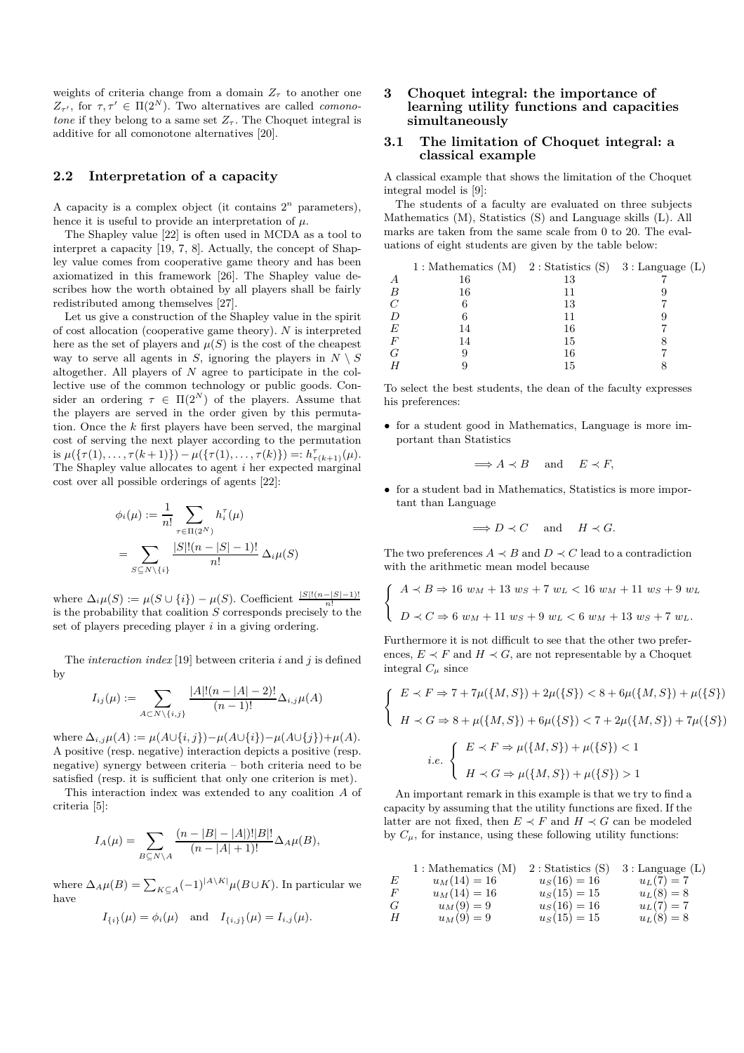weights of criteria change from a domain $Z_\tau$ to another one $Z_{\tau'}$, for $\tau, \tau' \in \Pi(2^N)$. Two alternatives are called *comonotone* if they belong to a same set $Z_\tau$. The Choquet integral is additive for all comonotone alternatives [20].

## 2.2 Interpretation of a capacity

A capacity is a complex object (it contains $2^n$ parameters), hence it is useful to provide an interpretation of $\mu$.

The Shapley value [22] is often used in MCDA as a tool to interpret a capacity [19, 7, 8]. Actually, the concept of Shapley value comes from cooperative game theory and has been axiomatized in this framework [26]. The Shapley value describes how the worth obtained by all players shall be fairly redistributed among themselves [27].

Let us give a construction of the Shapley value in the spirit of cost allocation (cooperative game theory). $N$ is interpreted here as the set of players and $\mu(S)$ is the cost of the cheapest way to serve all agents in $S$, ignoring the players in $N \setminus S$ altogether. All players of $N$ agree to participate in the collective use of the common technology or public goods. Consider an ordering $\tau \in \Pi(2^N)$ of the players. Assume that the players are served in the order given by this permutation. Once the $k$ first players have been served, the marginal cost of serving the next player according to the permutation is $\mu(\{\tau(1), \ldots, \tau(k+1)\}) - \mu(\{\tau(1), \ldots, \tau(k)\}) =: h^\tau_{\tau(k+1)}(\mu)$. The Shapley value allocates to agent $i$ her expected marginal cost over all possible orderings of agents [22]:

$$\phi_i(\mu) := \frac{1}{n!} \sum_{\tau \in \Pi(2^N)} h^\tau_i(\mu) = \sum_{S \subseteq N \setminus \{i\}} \frac{|S|!(n-|S|-1)!}{n!} \Delta_i \mu(S)$$

where $\Delta_i \mu(S) := \mu(S \cup \{i\}) - \mu(S)$. Coefficient $\frac{|S|!(n-|S|-1)!}{n!}$ is the probability that coalition $S$ corresponds precisely to the set of players preceding player $i$ in a giving ordering.

The *interaction index* [19] between criteria $i$ and $j$ is defined by

$$I_{ij}(\mu) := \sum_{A \subset N \setminus \{i,j\}} \frac{|A|!(n-|A|-2)!}{(n-1)!} \Delta_{i,j} \mu(A)$$

where $\Delta_{i,j}\mu(A) := \mu(A \cup \{i,j\}) - \mu(A \cup \{i\}) - \mu(A \cup \{j\}) + \mu(A)$. A positive (resp. negative) interaction depicts a positive (resp. negative) synergy between criteria – both criteria need to be satisfied (resp. it is sufficient that only one criterion is met).

This interaction index was extended to any coalition $A$ of criteria [5]:

$$I_A(\mu) = \sum_{B \subseteq N \setminus A} \frac{(n-|B|-|A|)!|B|!}{(n-|A|+1)!} \Delta_A \mu(B),$$

where $\Delta_A \mu(B) = \sum_{K \subseteq A} (-1)^{|A \setminus K|} \mu(B \cup K)$. In particular we have

$$I_{\{i\}}(\mu) = \phi_i(\mu) \quad \text{and} \quad I_{\{i,j\}}(\mu) = I_{i,j}(\mu).$$

# 3 Choquet integral: the importance of learning utility functions and capacities simultaneously

## 3.1 The limitation of Choquet integral: a classical example

A classical example that shows the limitation of the Choquet integral model is [9]:

The students of a faculty are evaluated on three subjects Mathematics (M), Statistics (S) and Language skills (L). All marks are taken from the same scale from 0 to 20. The evaluations of eight students are given by the table below:

| | 1 : Mathematics (M) | 2 : Statistics (S) | 3 : Language (L) |
|---|---|---|---|
| $A$ | 16 | 13 | 7 |
| $B$ | 16 | 11 | 9 |
| $C$ | 6 | 13 | 7 |
| $D$ | 6 | 11 | 9 |
| $E$ | 14 | 16 | 7 |
| $F$ | 14 | 15 | 8 |
| $G$ | 9 | 16 | 7 |
| $H$ | 9 | 15 | 8 |

To select the best students, the dean of the faculty expresses his preferences:

- for a student good in Mathematics, Language is more important than Statistics

$$\Longrightarrow A \prec B \quad \text{and} \quad E \prec F,$$

- for a student bad in Mathematics, Statistics is more important than Language

$$\Longrightarrow D \prec C \quad \text{and} \quad H \prec G.$$

The two preferences $A \prec B$ and $D \prec C$ lead to a contradiction with the arithmetic mean model because

$$\begin{cases} A \prec B \Rightarrow 16\ w_M + 13\ w_S + 7\ w_L < 16\ w_M + 11\ w_S + 9\ w_L \\ D \prec C \Rightarrow 6\ w_M + 11\ w_S + 9\ w_L < 6\ w_M + 13\ w_S + 7\ w_L. \end{cases}$$

Furthermore it is not difficult to see that the other two preferences, $E \prec F$ and $H \prec G$, are not representable by a Choquet integral $C_\mu$ since

$$\begin{cases} E \prec F \Rightarrow 7 + 7\mu(\{M,S\}) + 2\mu(\{S\}) < 8 + 6\mu(\{M,S\}) + \mu(\{S\}) \\ H \prec G \Rightarrow 8 + \mu(\{M,S\}) + 6\mu(\{S\}) < 7 + 2\mu(\{M,S\}) + 7\mu(\{S\}) \end{cases}$$

$$i.e. \begin{cases} E \prec F \Rightarrow \mu(\{M,S\}) + \mu(\{S\}) < 1 \\ H \prec G \Rightarrow \mu(\{M,S\}) + \mu(\{S\}) > 1 \end{cases}$$

An important remark in this example is that we try to find a capacity by assuming that the utility functions are fixed. If the latter are not fixed, then $E \prec F$ and $H \prec G$ can be modeled by $C_\mu$, for instance, using these following utility functions:

| | 1 : Mathematics (M) | 2 : Statistics (S) | 3 : Language (L) |
|---|---|---|---|
| $E$ | $u_M(14) = 16$ | $u_S(16) = 16$ | $u_L(7) = 7$ |
| $F$ | $u_M(14) = 16$ | $u_S(15) = 15$ | $u_L(8) = 8$ |
| $G$ | $u_M(9) = 9$ | $u_S(16) = 16$ | $u_L(7) = 7$ |
| $H$ | $u_M(9) = 9$ | $u_S(15) = 15$ | $u_L(8) = 8$ |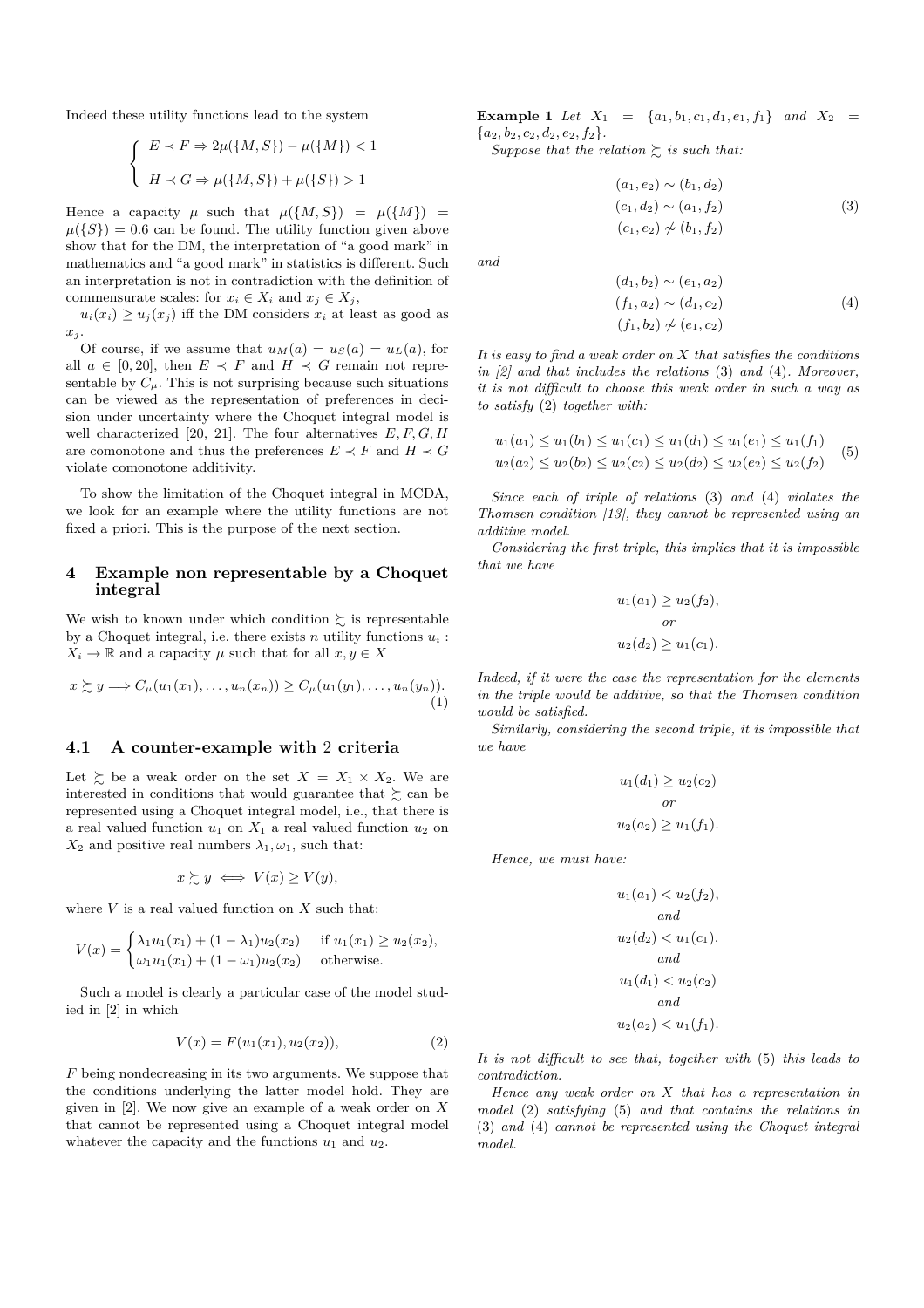Indeed these utility functions lead to the system

$$\begin{cases} E \prec F \Rightarrow 2\mu(\{M,S\}) - \mu(\{M\}) < 1 \\ H \prec G \Rightarrow \mu(\{M,S\}) + \mu(\{S\}) > 1 \end{cases}$$

Hence a capacity $\mu$ such that $\mu(\{M,S\}) = \mu(\{M\}) = \mu(\{S\}) = 0.6$ can be found. The utility function given above show that for the DM, the interpretation of "a good mark" in mathematics and "a good mark" in statistics is different. Such an interpretation is not in contradiction with the definition of commensurate scales: for $x_i \in X_i$ and $x_j \in X_j$,

$u_i(x_i) \geq u_j(x_j)$ iff the DM considers $x_i$ at least as good as $x_j$.

Of course, if we assume that $u_M(a) = u_S(a) = u_L(a)$, for all $a \in [0, 20]$, then $E \prec F$ and $H \prec G$ remain not representable by $C_\mu$. This is not surprising because such situations can be viewed as the representation of preferences in decision under uncertainty where the Choquet integral model is well characterized [20, 21]. The four alternatives $E, F, G, H$ are comonotone and thus the preferences $E \prec F$ and $H \prec G$ violate comonotone additivity.

To show the limitation of the Choquet integral in MCDA, we look for an example where the utility functions are not fixed a priori. This is the purpose of the next section.

## 4 Example non representable by a Choquet integral

We wish to known under which condition $\succsim$ is representable by a Choquet integral, i.e. there exists $n$ utility functions $u_i : X_i \to \mathbb{R}$ and a capacity $\mu$ such that for all $x, y \in X$

$$x \succsim y \Longrightarrow C_\mu(u_1(x_1), \ldots, u_n(x_n)) \geq C_\mu(u_1(y_1), \ldots, u_n(y_n)). \tag{1}$$

### 4.1 A counter-example with 2 criteria

Let $\succsim$ be a weak order on the set $X = X_1 \times X_2$. We are interested in conditions that would guarantee that $\succsim$ can be represented using a Choquet integral model, i.e., that there is a real valued function $u_1$ on $X_1$ a real valued function $u_2$ on $X_2$ and positive real numbers $\lambda_1, \omega_1$, such that:

$$x \succsim y \iff V(x) \geq V(y),$$

where $V$ is a real valued function on $X$ such that:

$$V(x) = \begin{cases} \lambda_1 u_1(x_1) + (1-\lambda_1) u_2(x_2) & \text{if } u_1(x_1) \geq u_2(x_2), \\ \omega_1 u_1(x_1) + (1-\omega_1) u_2(x_2) & \text{otherwise.} \end{cases}$$

Such a model is clearly a particular case of the model studied in [2] in which

$$V(x) = F(u_1(x_1), u_2(x_2)), \tag{2}$$

$F$ being nondecreasing in its two arguments. We suppose that the conditions underlying the latter model hold. They are given in [2]. We now give an example of a weak order on $X$ that cannot be represented using a Choquet integral model whatever the capacity and the functions $u_1$ and $u_2$.

**Example 1** *Let $X_1 = \{a_1, b_1, c_1, d_1, e_1, f_1\}$ and $X_2 = \{a_2, b_2, c_2, d_2, e_2, f_2\}$.*

*Suppose that the relation $\succsim$ is such that:*

$$\begin{aligned} (a_1, e_2) &\sim (b_1, d_2) \\ (c_1, d_2) &\sim (a_1, f_2) \\ (c_1, e_2) &\not\sim (b_1, f_2) \end{aligned} \tag{3}$$

*and*

$$\begin{aligned} (d_1, b_2) &\sim (e_1, a_2) \\ (f_1, a_2) &\sim (d_1, c_2) \\ (f_1, b_2) &\not\sim (e_1, c_2) \end{aligned} \tag{4}$$

*It is easy to find a weak order on $X$ that satisfies the conditions in [2] and that includes the relations (3) and (4). Moreover, it is not difficult to choose this weak order in such a way as to satisfy (2) together with:*

$$\begin{aligned} u_1(a_1) \leq u_1(b_1) \leq u_1(c_1) \leq u_1(d_1) \leq u_1(e_1) \leq u_1(f_1) \\ u_2(a_2) \leq u_2(b_2) \leq u_2(c_2) \leq u_2(d_2) \leq u_2(e_2) \leq u_2(f_2) \end{aligned} \tag{5}$$

*Since each of triple of relations (3) and (4) violates the Thomsen condition [13], they cannot be represented using an additive model.*

*Considering the first triple, this implies that it is impossible that we have*

$$u_1(a_1) \geq u_2(f_2),$$
$$\text{or}$$
$$u_2(d_2) \geq u_1(c_1).$$

*Indeed, if it were the case the representation for the elements in the triple would be additive, so that the Thomsen condition would be satisfied.*

*Similarly, considering the second triple, it is impossible that we have*

$$u_1(d_1) \geq u_2(c_2)$$
$$\text{or}$$
$$u_2(a_2) \geq u_1(f_1).$$

*Hence, we must have:*

$$u_1(a_1) < u_2(f_2),$$
$$\text{and}$$
$$u_2(d_2) < u_1(c_1),$$
$$\text{and}$$
$$u_1(d_1) < u_2(c_2)$$
$$\text{and}$$
$$u_2(a_2) < u_1(f_1).$$

*It is not difficult to see that, together with (5) this leads to contradiction.*

*Hence any weak order on $X$ that has a representation in model (2) satisfying (5) and that contains the relations in (3) and (4) cannot be represented using the Choquet integral model.*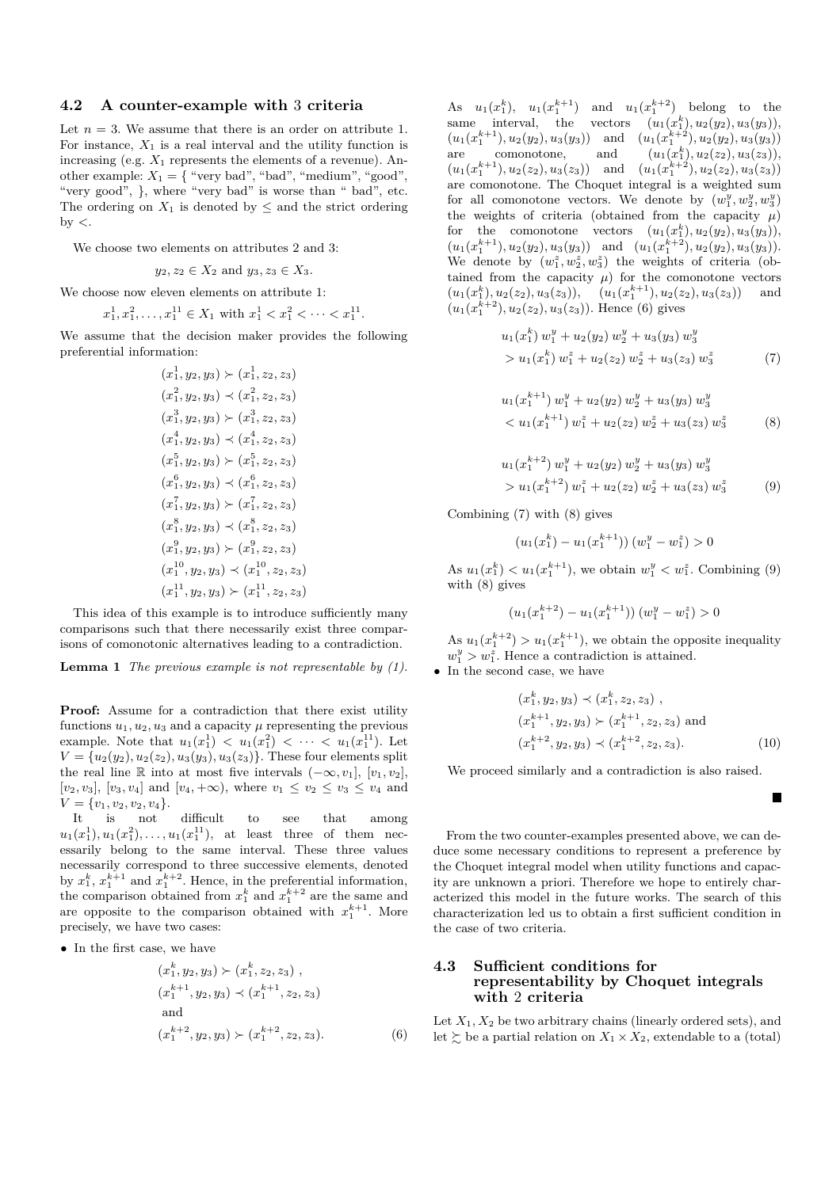### 4.2 A counter-example with 3 criteria

Let $n = 3$. We assume that there is an order on attribute 1. For instance, $X_1$ is a real interval and the utility function is increasing (e.g. $X_1$ represents the elements of a revenue). Another example: $X_1 = \{$ "very bad", "bad", "medium", "good", "very good", $\}$, where "very bad" is worse than " bad", etc. The ordering on $X_1$ is denoted by $\leq$ and the strict ordering by $<$.

We choose two elements on attributes 2 and 3:

$$y_2, z_2 \in X_2 \text{ and } y_3, z_3 \in X_3.$$

We choose now eleven elements on attribute 1:

$$x_1^1, x_1^2, \ldots, x_1^{11} \in X_1 \text{ with } x_1^1 < x_1^2 < \cdots < x_1^{11}.$$

We assume that the decision maker provides the following preferential information:

$$
\begin{aligned}
(x_1^1, y_2, y_3) &\succ (x_1^1, z_2, z_3)\\
(x_1^2, y_2, y_3) &\prec (x_1^2, z_2, z_3)\\
(x_1^3, y_2, y_3) &\succ (x_1^3, z_2, z_3)\\
(x_1^4, y_2, y_3) &\prec (x_1^4, z_2, z_3)\\
(x_1^5, y_2, y_3) &\succ (x_1^5, z_2, z_3)\\
(x_1^6, y_2, y_3) &\prec (x_1^6, z_2, z_3)\\
(x_1^7, y_2, y_3) &\succ (x_1^7, z_2, z_3)\\
(x_1^8, y_2, y_3) &\prec (x_1^8, z_2, z_3)\\
(x_1^9, y_2, y_3) &\succ (x_1^9, z_2, z_3)\\
(x_1^{10}, y_2, y_3) &\prec (x_1^{10}, z_2, z_3)\\
(x_1^{11}, y_2, y_3) &\succ (x_1^{11}, z_2, z_3)
\end{aligned}
$$

This idea of this example is to introduce sufficiently many comparisons such that there necessarily exist three comparisons of comonotonic alternatives leading to a contradiction.

**Lemma 1** *The previous example is not representable by (1).*

**Proof:** Assume for a contradiction that there exist utility functions $u_1, u_2, u_3$ and a capacity $\mu$ representing the previous example. Note that $u_1(x_1^1) < u_1(x_1^2) < \cdots < u_1(x_1^{11})$. Let $V = \{u_2(y_2), u_2(z_2), u_3(y_3), u_3(z_3)\}$. These four elements split the real line $\mathbb{R}$ into at most five intervals $(-\infty, v_1]$, $[v_1, v_2]$, $[v_2, v_3]$, $[v_3, v_4]$ and $[v_4, +\infty)$, where $v_1 \leq v_2 \leq v_3 \leq v_4$ and $V = \{v_1, v_2, v_2, v_4\}$.

It is not difficult to see that among $u_1(x_1^1), u_1(x_1^2), \ldots, u_1(x_1^{11})$, at least three of them necessarily belong to the same interval. These three values necessarily correspond to three successive elements, denoted by $x_1^k$, $x_1^{k+1}$ and $x_1^{k+2}$. Hence, in the preferential information, the comparison obtained from $x_1^k$ and $x_1^{k+2}$ are the same and are opposite to the comparison obtained with $x_1^{k+1}$. More precisely, we have two cases:

- In the first case, we have

$$
\begin{aligned}
&(x_1^k, y_2, y_3) \succ (x_1^k, z_2, z_3)\ ,\\
&(x_1^{k+1}, y_2, y_3) \prec (x_1^{k+1}, z_2, z_3)\\
&\text{and}\\
&(x_1^{k+2}, y_2, y_3) \succ (x_1^{k+2}, z_2, z_3). \qquad (6)
\end{aligned}
$$

As $u_1(x_1^k)$, $u_1(x_1^{k+1})$ and $u_1(x_1^{k+2})$ belong to the same interval, the vectors $(u_1(x_1^k), u_2(y_2), u_3(y_3))$, $(u_1(x_1^{k+1}), u_2(y_2), u_3(y_3))$ and $(u_1(x_1^{k+2}), u_2(y_2), u_3(y_3))$ are comonotone, and $(u_1(x_1^k), u_2(z_2), u_3(z_3))$, $(u_1(x_1^{k+1}), u_2(z_2), u_3(z_3))$ and $(u_1(x_1^{k+2}), u_2(z_2), u_3(z_3))$ are comonotone. The Choquet integral is a weighted sum for all comonotone vectors. We denote by $(w_1^y, w_2^y, w_3^y)$ the weights of criteria (obtained from the capacity $\mu$) for the comonotone vectors $(u_1(x_1^k), u_2(y_2), u_3(y_3))$, $(u_1(x_1^{k+1}), u_2(y_2), u_3(y_3))$ and $(u_1(x_1^{k+2}), u_2(y_2), u_3(y_3))$. We denote by $(w_1^z, w_2^z, w_3^z)$ the weights of criteria (obtained from the capacity $\mu$) for the comonotone vectors $(u_1(x_1^k), u_2(z_2), u_3(z_3))$, $(u_1(x_1^{k+1}), u_2(z_2), u_3(z_3))$ and $(u_1(x_1^{k+2}), u_2(z_2), u_3(z_3))$. Hence (6) gives

$$
\begin{aligned}
&u_1(x_1^k)\, w_1^y + u_2(y_2)\, w_2^y + u_3(y_3)\, w_3^y\\
&> u_1(x_1^k)\, w_1^z + u_2(z_2)\, w_2^z + u_3(z_3)\, w_3^z \qquad (7)
\end{aligned}
$$

$$
\begin{aligned}
&u_1(x_1^{k+1})\, w_1^y + u_2(y_2)\, w_2^y + u_3(y_3)\, w_3^y\\
&< u_1(x_1^{k+1})\, w_1^z + u_2(z_2)\, w_2^z + u_3(z_3)\, w_3^z \qquad (8)
\end{aligned}
$$

$$
\begin{aligned}
&u_1(x_1^{k+2})\, w_1^y + u_2(y_2)\, w_2^y + u_3(y_3)\, w_3^y\\
&> u_1(x_1^{k+2})\, w_1^z + u_2(z_2)\, w_2^z + u_3(z_3)\, w_3^z \qquad (9)
\end{aligned}
$$

Combining (7) with (8) gives

$$(u_1(x_1^k) - u_1(x_1^{k+1}))\,(w_1^y - w_1^z) > 0$$

As $u_1(x_1^k) < u_1(x_1^{k+1})$, we obtain $w_1^y < w_1^z$. Combining (9) with (8) gives

$$(u_1(x_1^{k+2}) - u_1(x_1^{k+1}))\,(w_1^y - w_1^z) > 0$$

As $u_1(x_1^{k+2}) > u_1(x_1^{k+1})$, we obtain the opposite inequality $w_1^y > w_1^z$. Hence a contradiction is attained.

- In the second case, we have

$$
\begin{aligned}
&(x_1^k, y_2, y_3) \prec (x_1^k, z_2, z_3)\ ,\\
&(x_1^{k+1}, y_2, y_3) \succ (x_1^{k+1}, z_2, z_3) \text{ and}\\
&(x_1^{k+2}, y_2, y_3) \prec (x_1^{k+2}, z_2, z_3). \qquad (10)
\end{aligned}
$$

We proceed similarly and a contradiction is also raised.

■

From the two counter-examples presented above, we can deduce some necessary conditions to represent a preference by the Choquet integral model when utility functions and capacity are unknown a priori. Therefore we hope to entirely characterized this model in the future works. The search of this characterization led us to obtain a first sufficient condition in the case of two criteria.

### 4.3 Sufficient conditions for representability by Choquet integrals with 2 criteria

Let $X_1, X_2$ be two arbitrary chains (linearly ordered sets), and let $\succsim$ be a partial relation on $X_1 \times X_2$, extendable to a (total)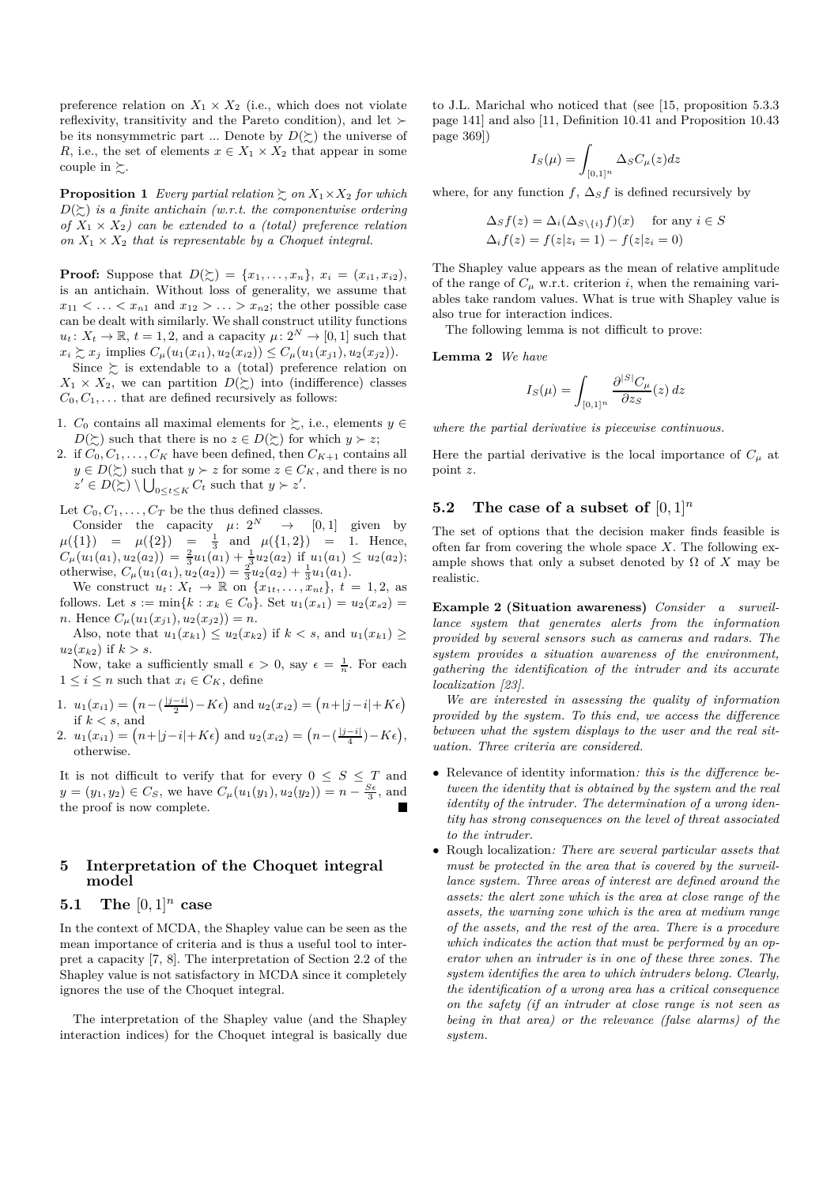preference relation on $X_1 \times X_2$ (i.e., which does not violate reflexivity, transitivity and the Pareto condition), and let $\succ$ be its nonsymmetric part ... Denote by $D(\succsim)$ the universe of $R$, i.e., the set of elements $x \in X_1 \times X_2$ that appear in some couple in $\succsim$.

**Proposition 1** *Every partial relation $\succsim$ on $X_1 \times X_2$ for which $D(\succsim)$ is a finite antichain (w.r.t. the componentwise ordering of $X_1 \times X_2$) can be extended to a (total) preference relation on $X_1 \times X_2$ that is representable by a Choquet integral.*

**Proof:** Suppose that $D(\succsim) = \{x_1, \ldots, x_n\}$, $x_i = (x_{i1}, x_{i2})$, is an antichain. Without loss of generality, we assume that $x_{11} < \ldots < x_{n1}$ and $x_{12} > \ldots > x_{n2}$; the other possible case can be dealt with similarly. We shall construct utility functions $u_t \colon X_t \to \mathbb{R}$, $t = 1, 2$, and a capacity $\mu \colon 2^N \to [0,1]$ such that $x_i \succsim x_j$ implies $C_\mu(u_1(x_{i1}), u_2(x_{i2})) \leq C_\mu(u_1(x_{j1}), u_2(x_{j2}))$.

Since $\succsim$ is extendable to a (total) preference relation on $X_1 \times X_2$, we can partition $D(\succsim)$ into (indifference) classes $C_0, C_1, \ldots$ that are defined recursively as follows:

1. $C_0$ contains all maximal elements for $\succsim$, i.e., elements $y \in D(\succsim)$ such that there is no $z \in D(\succsim)$ for which $y \succ z$;
2. if $C_0, C_1, \ldots, C_K$ have been defined, then $C_{K+1}$ contains all $y \in D(\succsim)$ such that $y \succ z$ for some $z \in C_K$, and there is no $z' \in D(\succsim) \setminus \bigcup_{0 \leq t \leq K} C_t$ such that $y \succ z'$.

Let $C_0, C_1, \ldots, C_T$ be the thus defined classes.

Consider the capacity $\mu \colon 2^N \to [0,1]$ given by $\mu(\{1\}) = \mu(\{2\}) = \frac{1}{3}$ and $\mu(\{1,2\}) = 1$. Hence, $C_\mu(u_1(a_1), u_2(a_2)) = \frac{2}{3}u_1(a_1) + \frac{1}{3}u_2(a_2)$ if $u_1(a_1) \leq u_2(a_2)$; otherwise, $C_\mu(u_1(a_1), u_2(a_2)) = \frac{2}{3}u_2(a_2) + \frac{1}{3}u_1(a_1)$.

We construct $u_t \colon X_t \to \mathbb{R}$ on $\{x_{1t}, \ldots, x_{nt}\}$, $t = 1, 2$, as follows. Let $s := \min\{k : x_k \in C_0\}$. Set $u_1(x_{s1}) = u_2(x_{s2}) = n$. Hence $C_\mu(u_1(x_{j1}), u_2(x_{j2})) = n$.

Also, note that $u_1(x_{k1}) \leq u_2(x_{k2})$ if $k < s$, and $u_1(x_{k1}) \geq u_2(x_{k2})$ if $k > s$.

Now, take a sufficiently small $\epsilon > 0$, say $\epsilon = \frac{1}{n}$. For each $1 \leq i \leq n$ such that $x_i \in C_K$, define

1. $u_1(x_{i1}) = \left(n - (\frac{|j-i|}{2}) - K\epsilon\right)$ and $u_2(x_{i2}) = \left(n + |j-i| + K\epsilon\right)$ if $k < s$, and
2. $u_1(x_{i1}) = \left(n + |j-i| + K\epsilon\right)$ and $u_2(x_{i2}) = \left(n - (\frac{|j-i|}{4}) - K\epsilon\right)$, otherwise.

It is not difficult to verify that for every $0 \leq S \leq T$ and $y = (y_1, y_2) \in C_S$, we have $C_\mu(u_1(y_1), u_2(y_2)) = n - \frac{S\epsilon}{3}$, and the proof is now complete. ∎

## 5 Interpretation of the Choquet integral model

### 5.1 The $[0,1]^n$ case

In the context of MCDA, the Shapley value can be seen as the mean importance of criteria and is thus a useful tool to interpret a capacity [7, 8]. The interpretation of Section 2.2 of the Shapley value is not satisfactory in MCDA since it completely ignores the use of the Choquet integral.

The interpretation of the Shapley value (and the Shapley interaction indices) for the Choquet integral is basically due to J.L. Marichal who noticed that (see [15, proposition 5.3.3 page 141] and also [11, Definition 10.41 and Proposition 10.43 page 369])

$$I_S(\mu) = \int_{[0,1]^n} \Delta_S C_\mu(z) dz$$

where, for any function $f$, $\Delta_S f$ is defined recursively by

$$\Delta_S f(z) = \Delta_i(\Delta_{S \setminus \{i\}} f)(x) \quad \text{for any } i \in S$$
$$\Delta_i f(z) = f(z|z_i = 1) - f(z|z_i = 0)$$

The Shapley value appears as the mean of relative amplitude of the range of $C_\mu$ w.r.t. criterion $i$, when the remaining variables take random values. What is true with Shapley value is also true for interaction indices.

The following lemma is not difficult to prove:

**Lemma 2** *We have*

$$I_S(\mu) = \int_{[0,1]^n} \frac{\partial^{|S|} C_\mu}{\partial z_S}(z)\, dz$$

*where the partial derivative is piecewise continuous.*

Here the partial derivative is the local importance of $C_\mu$ at point $z$.

### 5.2 The case of a subset of $[0,1]^n$

The set of options that the decision maker finds feasible is often far from covering the whole space $X$. The following example shows that only a subset denoted by $\Omega$ of $X$ may be realistic.

**Example 2 (Situation awareness)** *Consider a surveillance system that generates alerts from the information provided by several sensors such as cameras and radars. The system provides a situation awareness of the environment, gathering the identification of the intruder and its accurate localization [23].*

*We are interested in assessing the quality of information provided by the system. To this end, we access the difference between what the system displays to the user and the real situation. Three criteria are considered.*

- Relevance of identity information*: this is the difference between the identity that is obtained by the system and the real identity of the intruder. The determination of a wrong identity has strong consequences on the level of threat associated to the intruder.*
- Rough localization*: There are several particular assets that must be protected in the area that is covered by the surveillance system. Three areas of interest are defined around the assets: the alert zone which is the area at close range of the assets, the warning zone which is the area at medium range of the assets, and the rest of the area. There is a procedure which indicates the action that must be performed by an operator when an intruder is in one of these three zones. The system identifies the area to which intruders belong. Clearly, the identification of a wrong area has a critical consequence on the safety (if an intruder at close range is not seen as being in that area) or the relevance (false alarms) of the system.*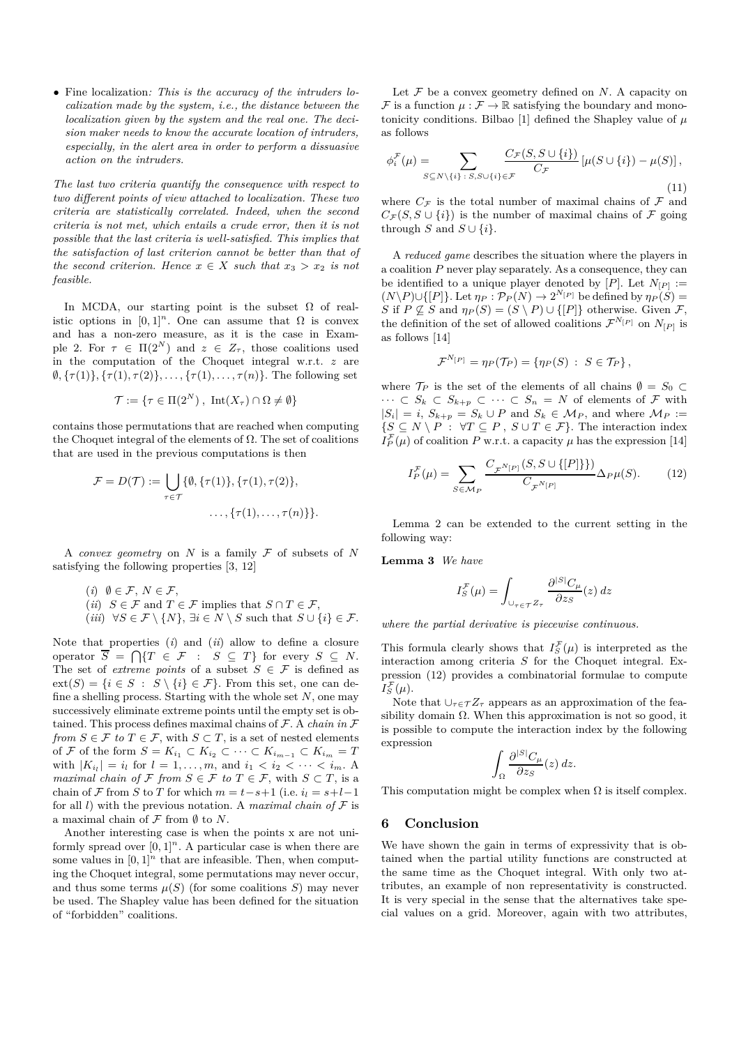- Fine localization*: This is the accuracy of the intruders localization made by the system, i.e., the distance between the localization given by the system and the real one. The decision maker needs to know the accurate location of intruders, especially, in the alert area in order to perform a dissuasive action on the intruders.*

*The last two criteria quantify the consequence with respect to two different points of view attached to localization. These two criteria are statistically correlated. Indeed, when the second criteria is not met, which entails a crude error, then it is not possible that the last criteria is well-satisfied. This implies that the satisfaction of last criterion cannot be better than that of the second criterion. Hence $x \in X$ such that $x_3 > x_2$ is not feasible.*

In MCDA, our starting point is the subset $\Omega$ of realistic options in $[0,1]^n$. One can assume that $\Omega$ is convex and has a non-zero measure, as it is the case in Example 2. For $\tau \in \Pi(2^N)$ and $z \in Z_\tau$, those coalitions used in the computation of the Choquet integral w.r.t. $z$ are $\emptyset, \{\tau(1)\}, \{\tau(1), \tau(2)\}, \ldots, \{\tau(1), \ldots, \tau(n)\}$. The following set

$$\mathcal{T} := \{\tau \in \Pi(2^N) \ , \ \mathrm{Int}(X_\tau) \cap \Omega \neq \emptyset\}$$

contains those permutations that are reached when computing the Choquet integral of the elements of $\Omega$. The set of coalitions that are used in the previous computations is then

$$\mathcal{F} = D(\mathcal{T}) := \bigcup_{\tau \in \mathcal{T}} \{\emptyset, \{\tau(1)\}, \{\tau(1), \tau(2)\}, \ldots, \{\tau(1), \ldots, \tau(n)\}\}.$$

A *convex geometry* on $N$ is a family $\mathcal{F}$ of subsets of $N$ satisfying the following properties [3, 12]

- $(i)$ $\emptyset \in \mathcal{F}$, $N \in \mathcal{F}$,
- $(ii)$ $S \in \mathcal{F}$ and $T \in \mathcal{F}$ implies that $S \cap T \in \mathcal{F}$,
- $(iii)$ $\forall S \in \mathcal{F} \setminus \{N\}$, $\exists i \in N \setminus S$ such that $S \cup \{i\} \in \mathcal{F}$.

Note that properties $(i)$ and $(ii)$ allow to define a closure operator $\overline{S} = \bigcap \{T \in \mathcal{F} \ : \ S \subseteq T\}$ for every $S \subseteq N$. The set of *extreme points* of a subset $S \in \mathcal{F}$ is defined as $\mathrm{ext}(S) = \{i \in S \ : \ S \setminus \{i\} \in \mathcal{F}\}$. From this set, one can define a shelling process. Starting with the whole set $N$, one may successively eliminate extreme points until the empty set is obtained. This process defines maximal chains of $\mathcal{F}$. A *chain in $\mathcal{F}$ from $S \in \mathcal{F}$ to $T \in \mathcal{F}$*, with $S \subset T$, is a set of nested elements of $\mathcal{F}$ of the form $S = K_{i_1} \subset K_{i_2} \subset \cdots \subset K_{i_{m-1}} \subset K_{i_m} = T$ with $|K_{i_l}| = i_l$ for $l = 1, \ldots, m$, and $i_1 < i_2 < \cdots < i_m$. A *maximal chain of $\mathcal{F}$ from $S \in \mathcal{F}$ to $T \in \mathcal{F}$*, with $S \subset T$, is a chain of $\mathcal{F}$ from $S$ to $T$ for which $m = t - s + 1$ (i.e. $i_l = s + l - 1$ for all $l$) with the previous notation. A *maximal chain of $\mathcal{F}$* is a maximal chain of $\mathcal{F}$ from $\emptyset$ to $N$.

Another interesting case is when the points x are not uniformly spread over $[0,1]^n$. A particular case is when there are some values in $[0,1]^n$ that are infeasible. Then, when computing the Choquet integral, some permutations may never occur, and thus some terms $\mu(S)$ (for some coalitions $S$) may never be used. The Shapley value has been defined for the situation of "forbidden" coalitions.

Let $\mathcal{F}$ be a convex geometry defined on $N$. A capacity on $\mathcal{F}$ is a function $\mu : \mathcal{F} \to \mathbb{R}$ satisfying the boundary and monotonicity conditions. Bilbao [1] defined the Shapley value of $\mu$ as follows

$$\phi_i^{\mathcal{F}}(\mu) = \sum_{S \subseteq N \setminus \{i\} \, : \, S, S \cup \{i\} \in \mathcal{F}} \frac{C_{\mathcal{F}}(S, S \cup \{i\})}{C_{\mathcal{F}}} \left[ \mu(S \cup \{i\}) - \mu(S) \right], \tag{11}$$

where $C_{\mathcal{F}}$ is the total number of maximal chains of $\mathcal{F}$ and $C_{\mathcal{F}}(S, S \cup \{i\})$ is the number of maximal chains of $\mathcal{F}$ going through $S$ and $S \cup \{i\}$.

A *reduced game* describes the situation where the players in a coalition $P$ never play separately. As a consequence, they can be identified to a unique player denoted by $[P]$. Let $N_{[P]} := (N \setminus P) \cup \{[P]\}$. Let $\eta_P : \mathcal{P}_P(N) \to 2^{N_{[P]}}$ be defined by $\eta_P(S) = S$ if $P \not\subseteq S$ and $\eta_P(S) = (S \setminus P) \cup \{[P]\}$ otherwise. Given $\mathcal{F}$, the definition of the set of allowed coalitions $\mathcal{F}^{N_{[P]}}$ on $N_{[P]}$ is as follows [14]

$$\mathcal{F}^{N_{[P]}} = \eta_P(\mathcal{T}_P) = \{\eta_P(S) \ : \ S \in \mathcal{T}_P\},$$

where $\mathcal{T}_P$ is the set of the elements of all chains $\emptyset = S_0 \subset \cdots \subset S_k \subset S_{k+p} \subset \cdots \subset S_n = N$ of elements of $\mathcal{F}$ with $|S_i| = i$, $S_{k+p} = S_k \cup P$ and $S_k \in \mathcal{M}_P$, and where $\mathcal{M}_P := \{S \subseteq N \setminus P \ : \ \forall T \subseteq P \ , \ S \cup T \in \mathcal{F}\}$. The interaction index $I_P^{\mathcal{F}}(\mu)$ of coalition $P$ w.r.t. a capacity $\mu$ has the expression [14]

$$I_P^{\mathcal{F}}(\mu) = \sum_{S \in \mathcal{M}_P} \frac{C_{\mathcal{F}^{N_{[P]}}}(S, S \cup \{[P]\})}{C_{\mathcal{F}^{N_{[P]}}}} \Delta_P \mu(S). \tag{12}$$

Lemma 2 can be extended to the current setting in the following way:

**Lemma 3** *We have*

$$I_S^{\mathcal{F}}(\mu) = \int_{\cup_{\tau \in \mathcal{T}} Z_\tau} \frac{\partial^{|S|} C_\mu}{\partial z_S}(z) \, dz$$

*where the partial derivative is piecewise continuous.*

This formula clearly shows that $I_S^{\mathcal{F}}(\mu)$ is interpreted as the interaction among criteria $S$ for the Choquet integral. Expression (12) provides a combinatorial formulae to compute $I_S^{\mathcal{F}}(\mu)$.

Note that $\cup_{\tau \in \mathcal{T}} Z_\tau$ appears as an approximation of the feasibility domain $\Omega$. When this approximation is not so good, it is possible to compute the interaction index by the following expression

$$\int_\Omega \frac{\partial^{|S|} C_\mu}{\partial z_S}(z) \, dz.$$

This computation might be complex when $\Omega$ is itself complex.

## 6 Conclusion

We have shown the gain in terms of expressivity that is obtained when the partial utility functions are constructed at the same time as the Choquet integral. With only two attributes, an example of non representativity is constructed. It is very special in the sense that the alternatives take special values on a grid. Moreover, again with two attributes,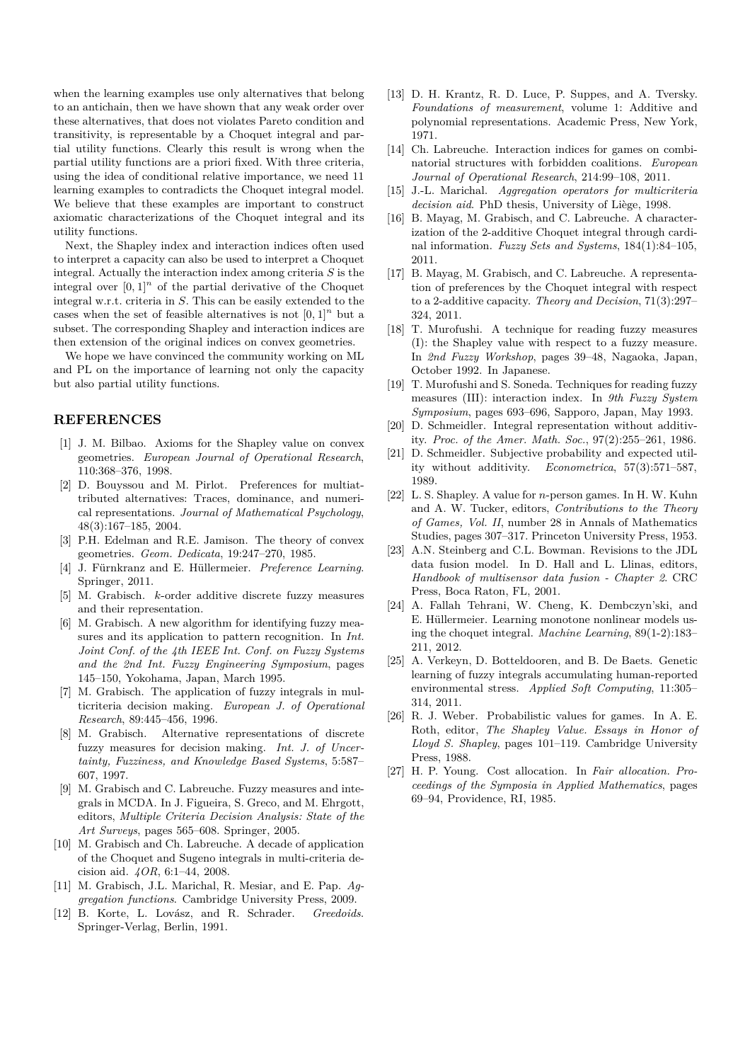when the learning examples use only alternatives that belong to an antichain, then we have shown that any weak order over these alternatives, that does not violates Pareto condition and transitivity, is representable by a Choquet integral and partial utility functions. Clearly this result is wrong when the partial utility functions are a priori fixed. With three criteria, using the idea of conditional relative importance, we need 11 learning examples to contradicts the Choquet integral model. We believe that these examples are important to construct axiomatic characterizations of the Choquet integral and its utility functions.

Next, the Shapley index and interaction indices often used to interpret a capacity can also be used to interpret a Choquet integral. Actually the interaction index among criteria $S$ is the integral over $[0, 1]^n$ of the partial derivative of the Choquet integral w.r.t. criteria in $S$. This can be easily extended to the cases when the set of feasible alternatives is not $[0, 1]^n$ but a subset. The corresponding Shapley and interaction indices are then extension of the original indices on convex geometries.

We hope we have convinced the community working on ML and PL on the importance of learning not only the capacity but also partial utility functions.

## REFERENCES

[1] J. M. Bilbao. Axioms for the Shapley value on convex geometries. *European Journal of Operational Research*, 110:368–376, 1998.

[2] D. Bouyssou and M. Pirlot. Preferences for multiattributed alternatives: Traces, dominance, and numerical representations. *Journal of Mathematical Psychology*, 48(3):167–185, 2004.

[3] P.H. Edelman and R.E. Jamison. The theory of convex geometries. *Geom. Dedicata*, 19:247–270, 1985.

[4] J. Fürnkranz and E. Hüllermeier. *Preference Learning*. Springer, 2011.

[5] M. Grabisch. $k$-order additive discrete fuzzy measures and their representation.

[6] M. Grabisch. A new algorithm for identifying fuzzy measures and its application to pattern recognition. In *Int. Joint Conf. of the 4th IEEE Int. Conf. on Fuzzy Systems and the 2nd Int. Fuzzy Engineering Symposium*, pages 145–150, Yokohama, Japan, March 1995.

[7] M. Grabisch. The application of fuzzy integrals in multicriteria decision making. *European J. of Operational Research*, 89:445–456, 1996.

[8] M. Grabisch. Alternative representations of discrete fuzzy measures for decision making. *Int. J. of Uncertainty, Fuzziness, and Knowledge Based Systems*, 5:587–607, 1997.

[9] M. Grabisch and C. Labreuche. Fuzzy measures and integrals in MCDA. In J. Figueira, S. Greco, and M. Ehrgott, editors, *Multiple Criteria Decision Analysis: State of the Art Surveys*, pages 565–608. Springer, 2005.

[10] M. Grabisch and Ch. Labreuche. A decade of application of the Choquet and Sugeno integrals in multi-criteria decision aid. *4OR*, 6:1–44, 2008.

[11] M. Grabisch, J.L. Marichal, R. Mesiar, and E. Pap. *Aggregation functions*. Cambridge University Press, 2009.

[12] B. Korte, L. Lovász, and R. Schrader. *Greedoids*. Springer-Verlag, Berlin, 1991.

[13] D. H. Krantz, R. D. Luce, P. Suppes, and A. Tversky. *Foundations of measurement*, volume 1: Additive and polynomial representations. Academic Press, New York, 1971.

[14] Ch. Labreuche. Interaction indices for games on combinatorial structures with forbidden coalitions. *European Journal of Operational Research*, 214:99–108, 2011.

[15] J.-L. Marichal. *Aggregation operators for multicriteria decision aid*. PhD thesis, University of Liège, 1998.

[16] B. Mayag, M. Grabisch, and C. Labreuche. A characterization of the 2-additive Choquet integral through cardinal information. *Fuzzy Sets and Systems*, 184(1):84–105, 2011.

[17] B. Mayag, M. Grabisch, and C. Labreuche. A representation of preferences by the Choquet integral with respect to a 2-additive capacity. *Theory and Decision*, 71(3):297–324, 2011.

[18] T. Murofushi. A technique for reading fuzzy measures (I): the Shapley value with respect to a fuzzy measure. In *2nd Fuzzy Workshop*, pages 39–48, Nagaoka, Japan, October 1992. In Japanese.

[19] T. Murofushi and S. Soneda. Techniques for reading fuzzy measures (III): interaction index. In *9th Fuzzy System Symposium*, pages 693–696, Sapporo, Japan, May 1993.

[20] D. Schmeidler. Integral representation without additivity. *Proc. of the Amer. Math. Soc.*, 97(2):255–261, 1986.

[21] D. Schmeidler. Subjective probability and expected utility without additivity. *Econometrica*, 57(3):571–587, 1989.

[22] L. S. Shapley. A value for $n$-person games. In H. W. Kuhn and A. W. Tucker, editors, *Contributions to the Theory of Games, Vol. II*, number 28 in Annals of Mathematics Studies, pages 307–317. Princeton University Press, 1953.

[23] A.N. Steinberg and C.L. Bowman. Revisions to the JDL data fusion model. In D. Hall and L. Llinas, editors, *Handbook of multisensor data fusion - Chapter 2*. CRC Press, Boca Raton, FL, 2001.

[24] A. Fallah Tehrani, W. Cheng, K. Dembczyn'ski, and E. Hüllermeier. Learning monotone nonlinear models using the choquet integral. *Machine Learning*, 89(1-2):183–211, 2012.

[25] A. Verkeyn, D. Botteldooren, and B. De Baets. Genetic learning of fuzzy integrals accumulating human-reported environmental stress. *Applied Soft Computing*, 11:305–314, 2011.

[26] R. J. Weber. Probabilistic values for games. In A. E. Roth, editor, *The Shapley Value. Essays in Honor of Lloyd S. Shapley*, pages 101–119. Cambridge University Press, 1988.

[27] H. P. Young. Cost allocation. In *Fair allocation. Proceedings of the Symposia in Applied Mathematics*, pages 69–94, Providence, RI, 1985.